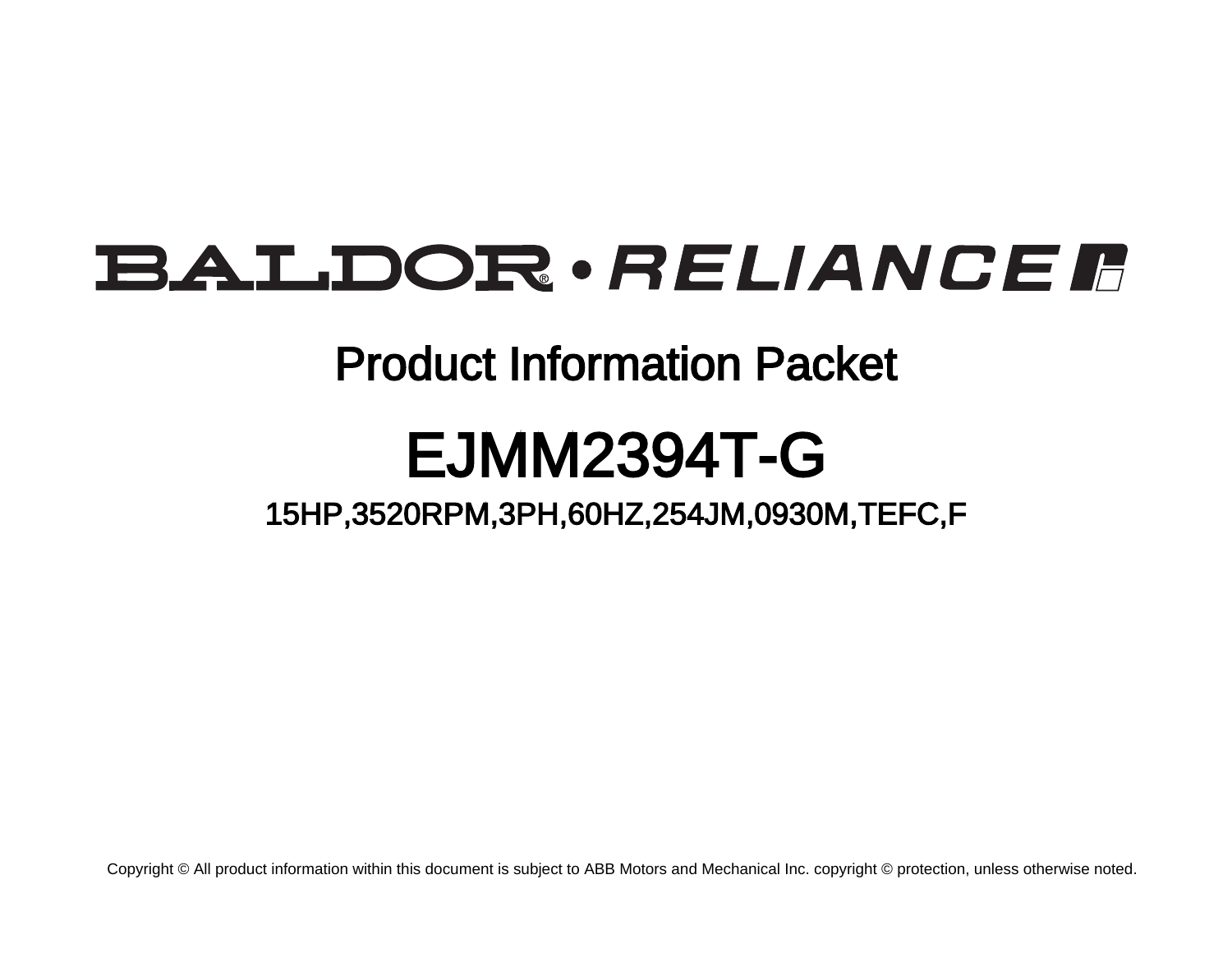# BALDOR • RELIANCE

## Product Information Packet

# EJMM2394T-G

### 15HP,3520RPM,3PH,60HZ,254JM,0930M,TEFC,F

Copyright © All product information within this document is subject to ABB Motors and Mechanical Inc. copyright © protection, unless otherwise noted.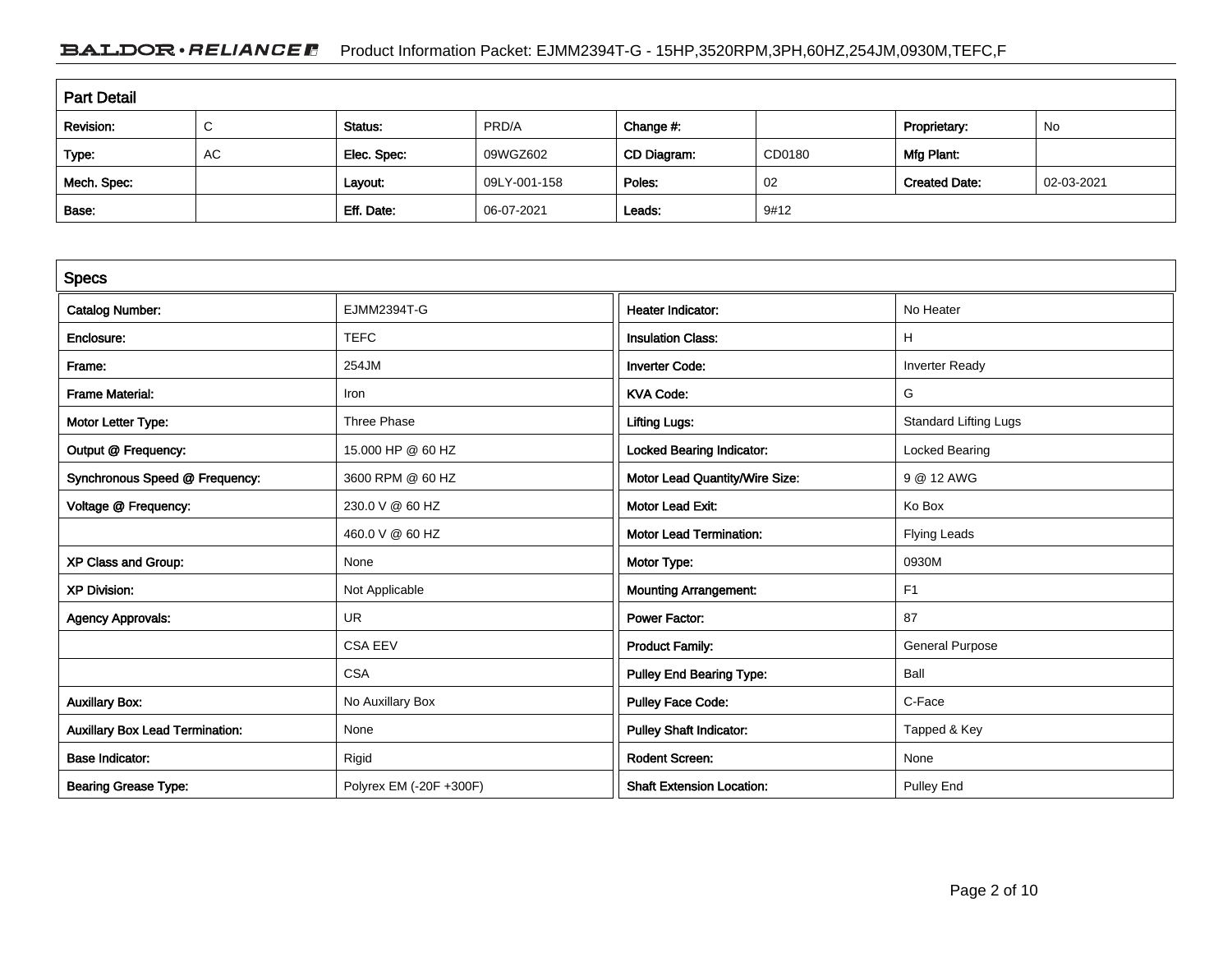## Part Detail

| Revision: | C | Status: | PRD/A | Change #: | | Proprietary: | No |
|---|---|---|---|---|---|---|---|
| Type: | AC | Elec. Spec: | 09WGZ602 | CD Diagram: | CD0180 | Mfg Plant: | |
| Mech. Spec: | | Layout: | 09LY-001-158 | Poles: | 02 | Created Date: | 02-03-2021 |
| Base: | | Eff. Date: | 06-07-2021 | Leads: | 9#12 | | |

## Specs

| | | | |
|---|---|---|---|
| Catalog Number: | EJMM2394T-G | Heater Indicator: | No Heater |
| Enclosure: | TEFC | Insulation Class: | H |
| Frame: | 254JM | Inverter Code: | Inverter Ready |
| Frame Material: | Iron | KVA Code: | G |
| Motor Letter Type: | Three Phase | Lifting Lugs: | Standard Lifting Lugs |
| Output @ Frequency: | 15.000 HP @ 60 HZ | Locked Bearing Indicator: | Locked Bearing |
| Synchronous Speed @ Frequency: | 3600 RPM @ 60 HZ | Motor Lead Quantity/Wire Size: | 9 @ 12 AWG |
| Voltage @ Frequency: | 230.0 V @ 60 HZ | Motor Lead Exit: | Ko Box |
| | 460.0 V @ 60 HZ | Motor Lead Termination: | Flying Leads |
| XP Class and Group: | None | Motor Type: | 0930M |
| XP Division: | Not Applicable | Mounting Arrangement: | F1 |
| Agency Approvals: | UR | Power Factor: | 87 |
| | CSA EEV | Product Family: | General Purpose |
| | CSA | Pulley End Bearing Type: | Ball |
| Auxillary Box: | No Auxillary Box | Pulley Face Code: | C-Face |
| Auxillary Box Lead Termination: | None | Pulley Shaft Indicator: | Tapped & Key |
| Base Indicator: | Rigid | Rodent Screen: | None |
| Bearing Grease Type: | Polyrex EM (-20F +300F) | Shaft Extension Location: | Pulley End |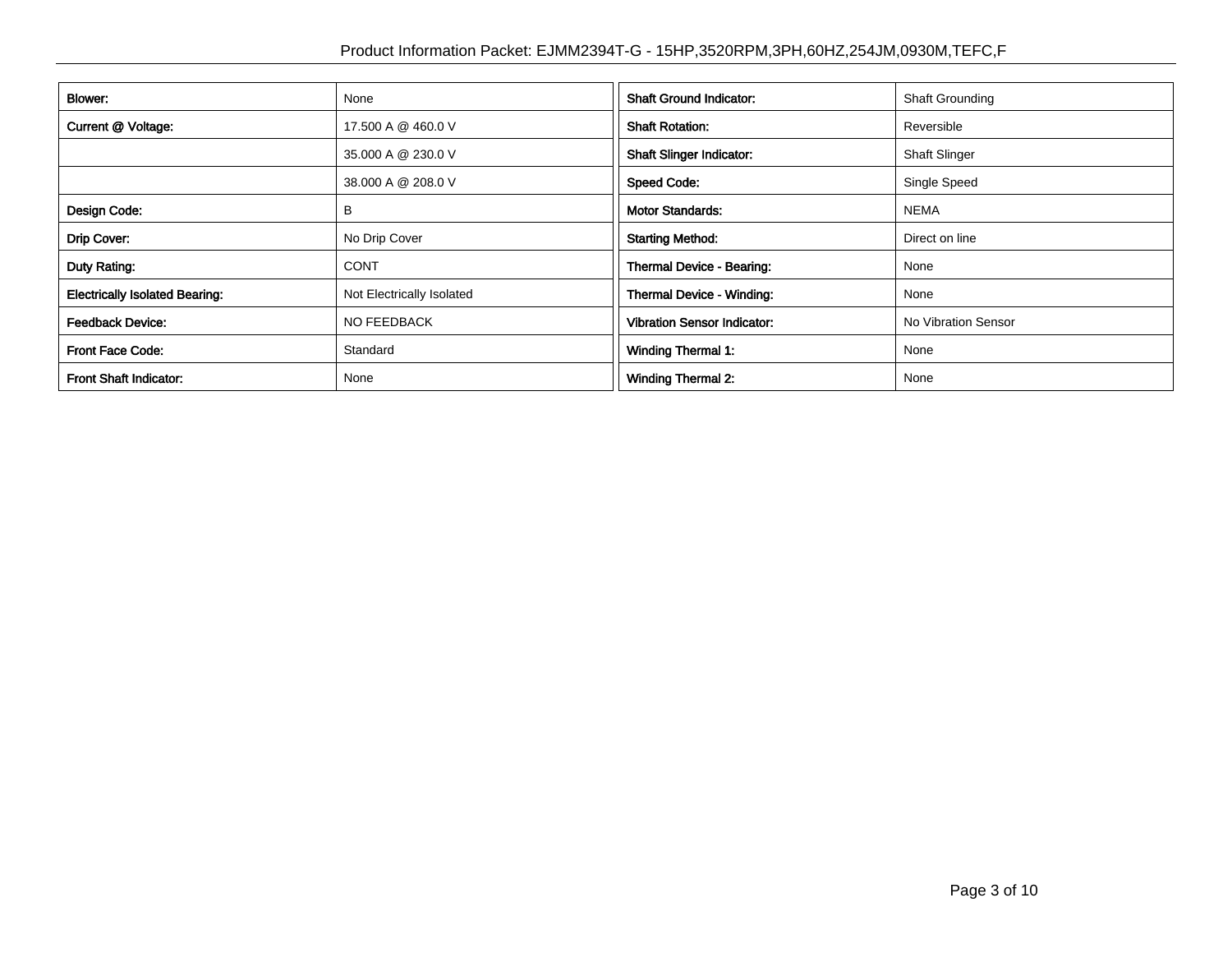| Blower: | None |
|---|---|
| Current @ Voltage: | 17.500 A @ 460.0 V |
| | 35.000 A @ 230.0 V |
| | 38.000 A @ 208.0 V |
| Design Code: | B |
| Drip Cover: | No Drip Cover |
| Duty Rating: | CONT |
| Electrically Isolated Bearing: | Not Electrically Isolated |
| Feedback Device: | NO FEEDBACK |
| Front Face Code: | Standard |
| Front Shaft Indicator: | None |

| Shaft Ground Indicator: | Shaft Grounding |
|---|---|
| Shaft Rotation: | Reversible |
| Shaft Slinger Indicator: | Shaft Slinger |
| Speed Code: | Single Speed |
| Motor Standards: | NEMA |
| Starting Method: | Direct on line |
| Thermal Device - Bearing: | None |
| Thermal Device - Winding: | None |
| Vibration Sensor Indicator: | No Vibration Sensor |
| Winding Thermal 1: | None |
| Winding Thermal 2: | None |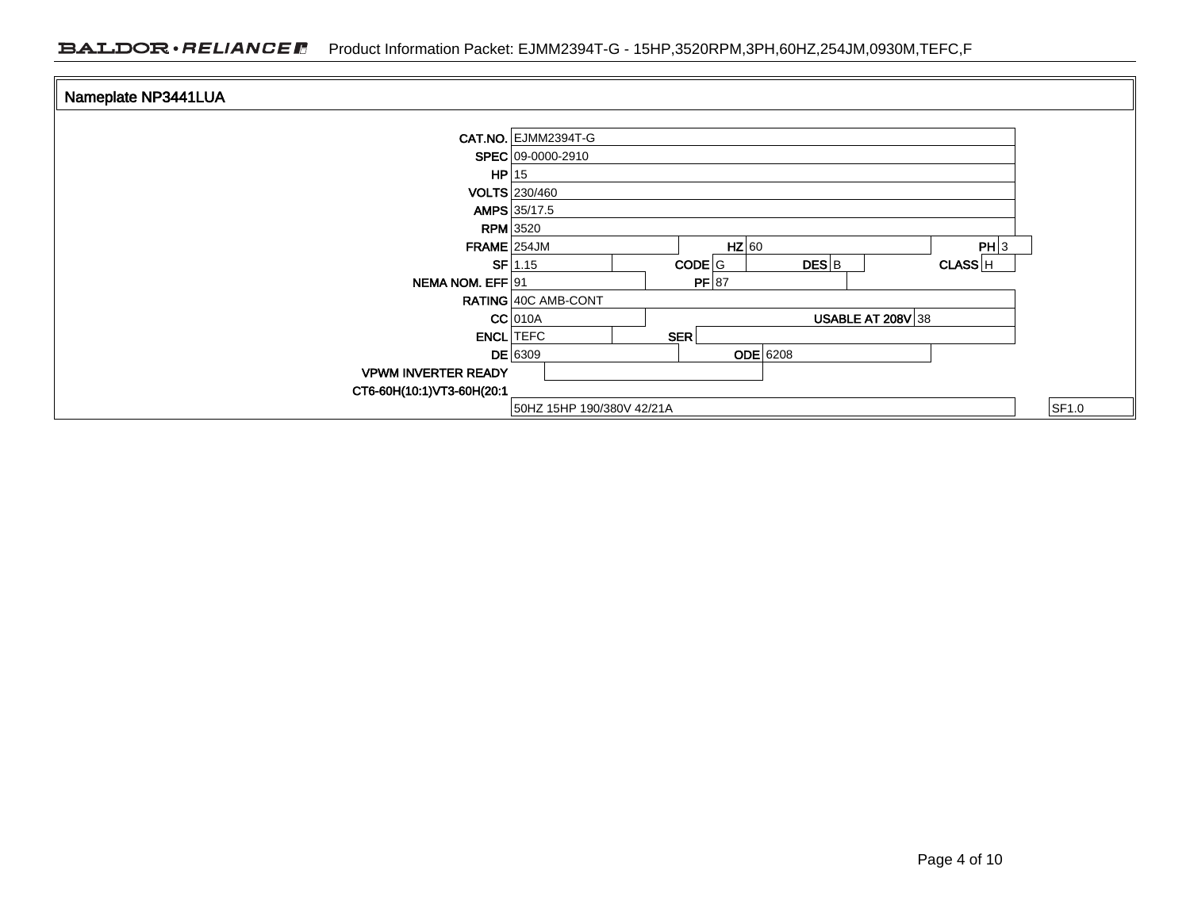## Nameplate NP3441LUA

| Field | Value |
|---|---|
| CAT.NO. | EJMM2394T-G |
| SPEC | 09-0000-2910 |
| HP | 15 |
| VOLTS | 230/460 |
| AMPS | 35/17.5 |
| RPM | 3520 |
| FRAME | 254JM |
| HZ | 60 |
| PH | 3 |
| SF | 1.15 |
| CODE | G |
| DES | B |
| CLASS | H |
| NEMA NOM. EFF | 91 |
| PF | 87 |
| RATING | 40C AMB-CONT |
| CC | 010A |
| USABLE AT 208V | 38 |
| ENCL | TEFC |
| SER | |
| DE | 6309 |
| ODE | 6208 |
| VPWM INVERTER READY | |
| CT6-60H(10:1)VT3-60H(20:1 | |
| | 50HZ 15HP 190/380V 42/21A |
| | SF1.0 |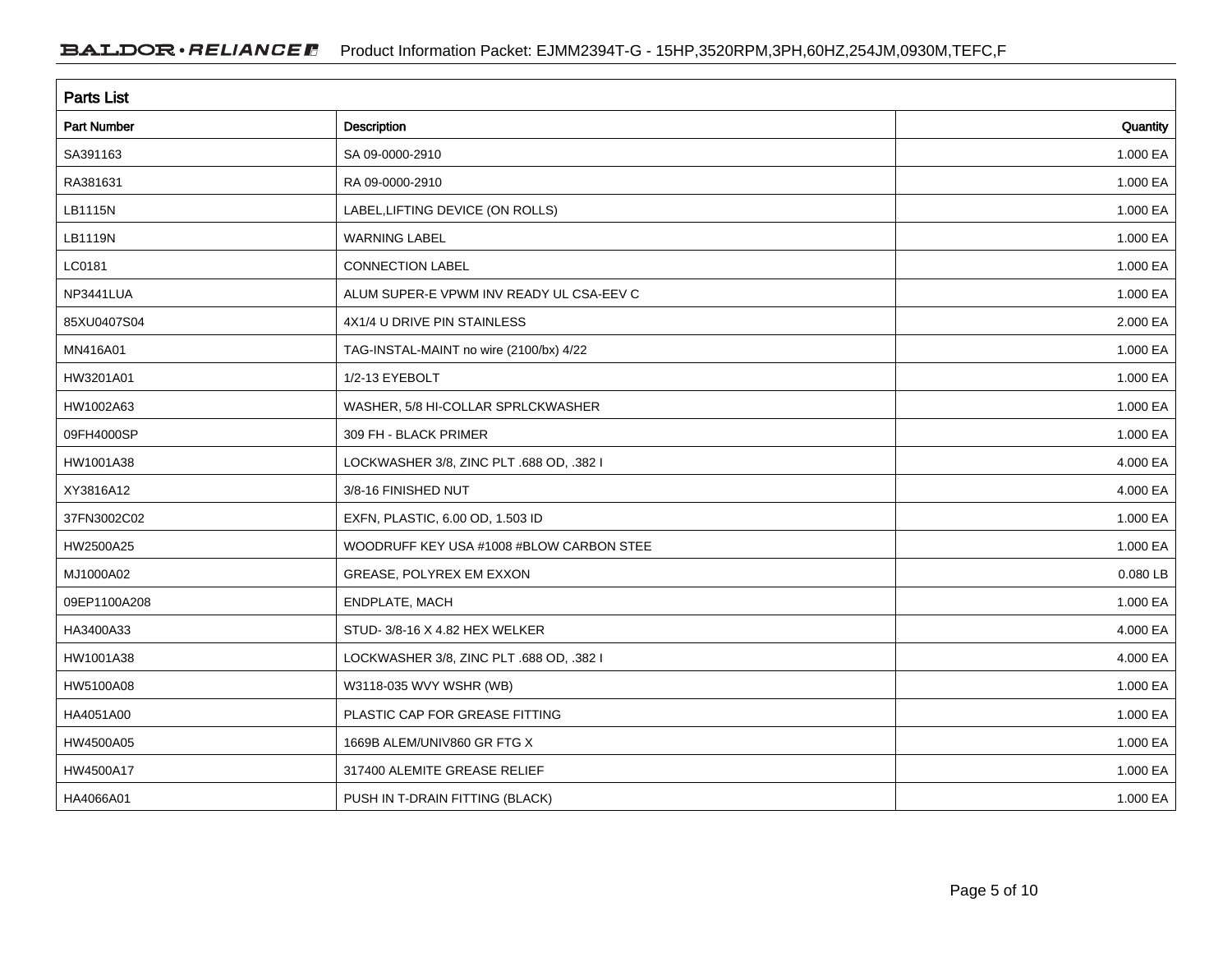## Parts List

| Part Number | Description | Quantity |
|---|---|---|
| SA391163 | SA 09-0000-2910 | 1.000 EA |
| RA381631 | RA 09-0000-2910 | 1.000 EA |
| LB1115N | LABEL,LIFTING DEVICE (ON ROLLS) | 1.000 EA |
| LB1119N | WARNING LABEL | 1.000 EA |
| LC0181 | CONNECTION LABEL | 1.000 EA |
| NP3441LUA | ALUM SUPER-E VPWM INV READY UL CSA-EEV C | 1.000 EA |
| 85XU0407S04 | 4X1/4 U DRIVE PIN STAINLESS | 2.000 EA |
| MN416A01 | TAG-INSTAL-MAINT no wire (2100/bx) 4/22 | 1.000 EA |
| HW3201A01 | 1/2-13 EYEBOLT | 1.000 EA |
| HW1002A63 | WASHER, 5/8 HI-COLLAR SPRLCKWASHER | 1.000 EA |
| 09FH4000SP | 309 FH - BLACK PRIMER | 1.000 EA |
| HW1001A38 | LOCKWASHER 3/8, ZINC PLT .688 OD, .382 I | 4.000 EA |
| XY3816A12 | 3/8-16 FINISHED NUT | 4.000 EA |
| 37FN3002C02 | EXFN, PLASTIC, 6.00 OD, 1.503 ID | 1.000 EA |
| HW2500A25 | WOODRUFF KEY USA #1008 #BLOW CARBON STEE | 1.000 EA |
| MJ1000A02 | GREASE, POLYREX EM EXXON | 0.080 LB |
| 09EP1100A208 | ENDPLATE, MACH | 1.000 EA |
| HA3400A33 | STUD- 3/8-16 X 4.82 HEX WELKER | 4.000 EA |
| HW1001A38 | LOCKWASHER 3/8, ZINC PLT .688 OD, .382 I | 4.000 EA |
| HW5100A08 | W3118-035 WVY WSHR (WB) | 1.000 EA |
| HA4051A00 | PLASTIC CAP FOR GREASE FITTING | 1.000 EA |
| HW4500A05 | 1669B ALEM/UNIV860 GR FTG X | 1.000 EA |
| HW4500A17 | 317400 ALEMITE GREASE RELIEF | 1.000 EA |
| HA4066A01 | PUSH IN T-DRAIN FITTING (BLACK) | 1.000 EA |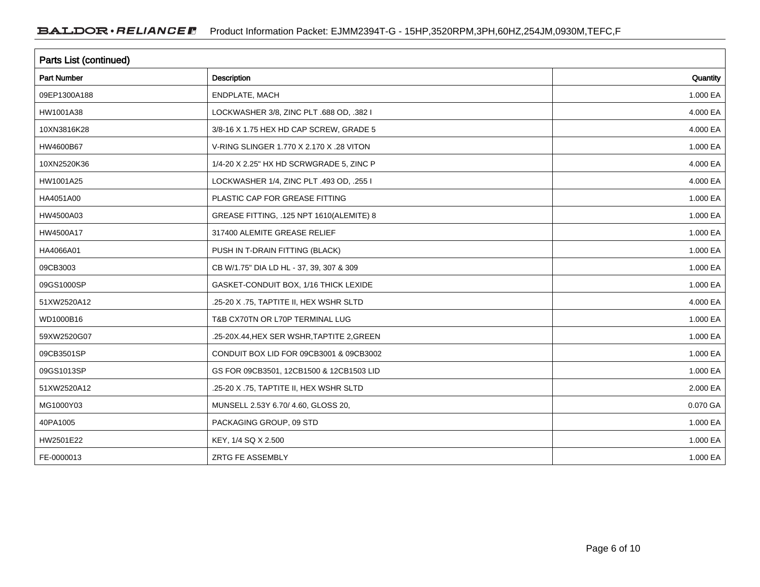## Parts List (continued)

| Part Number | Description | Quantity |
| --- | --- | --- |
| 09EP1300A188 | ENDPLATE, MACH | 1.000 EA |
| HW1001A38 | LOCKWASHER 3/8, ZINC PLT .688 OD, .382 I | 4.000 EA |
| 10XN3816K28 | 3/8-16 X 1.75 HEX HD CAP SCREW, GRADE 5 | 4.000 EA |
| HW4600B67 | V-RING SLINGER 1.770 X 2.170 X .28 VITON | 1.000 EA |
| 10XN2520K36 | 1/4-20 X 2.25" HX HD SCRWGRADE 5, ZINC P | 4.000 EA |
| HW1001A25 | LOCKWASHER 1/4, ZINC PLT .493 OD, .255 I | 4.000 EA |
| HA4051A00 | PLASTIC CAP FOR GREASE FITTING | 1.000 EA |
| HW4500A03 | GREASE FITTING, .125 NPT 1610(ALEMITE) 8 | 1.000 EA |
| HW4500A17 | 317400 ALEMITE GREASE RELIEF | 1.000 EA |
| HA4066A01 | PUSH IN T-DRAIN FITTING (BLACK) | 1.000 EA |
| 09CB3003 | CB W/1.75" DIA LD HL - 37, 39, 307 & 309 | 1.000 EA |
| 09GS1000SP | GASKET-CONDUIT BOX, 1/16 THICK LEXIDE | 1.000 EA |
| 51XW2520A12 | .25-20 X .75, TAPTITE II, HEX WSHR SLTD | 4.000 EA |
| WD1000B16 | T&B CX70TN OR L70P TERMINAL LUG | 1.000 EA |
| 59XW2520G07 | .25-20X.44,HEX SER WSHR,TAPTITE 2,GREEN | 1.000 EA |
| 09CB3501SP | CONDUIT BOX LID FOR 09CB3001 & 09CB3002 | 1.000 EA |
| 09GS1013SP | GS FOR 09CB3501, 12CB1500 & 12CB1503 LID | 1.000 EA |
| 51XW2520A12 | .25-20 X .75, TAPTITE II, HEX WSHR SLTD | 2.000 EA |
| MG1000Y03 | MUNSELL 2.53Y 6.70/ 4.60, GLOSS 20, | 0.070 GA |
| 40PA1005 | PACKAGING GROUP, 09 STD | 1.000 EA |
| HW2501E22 | KEY, 1/4 SQ X 2.500 | 1.000 EA |
| FE-0000013 | ZRTG FE ASSEMBLY | 1.000 EA |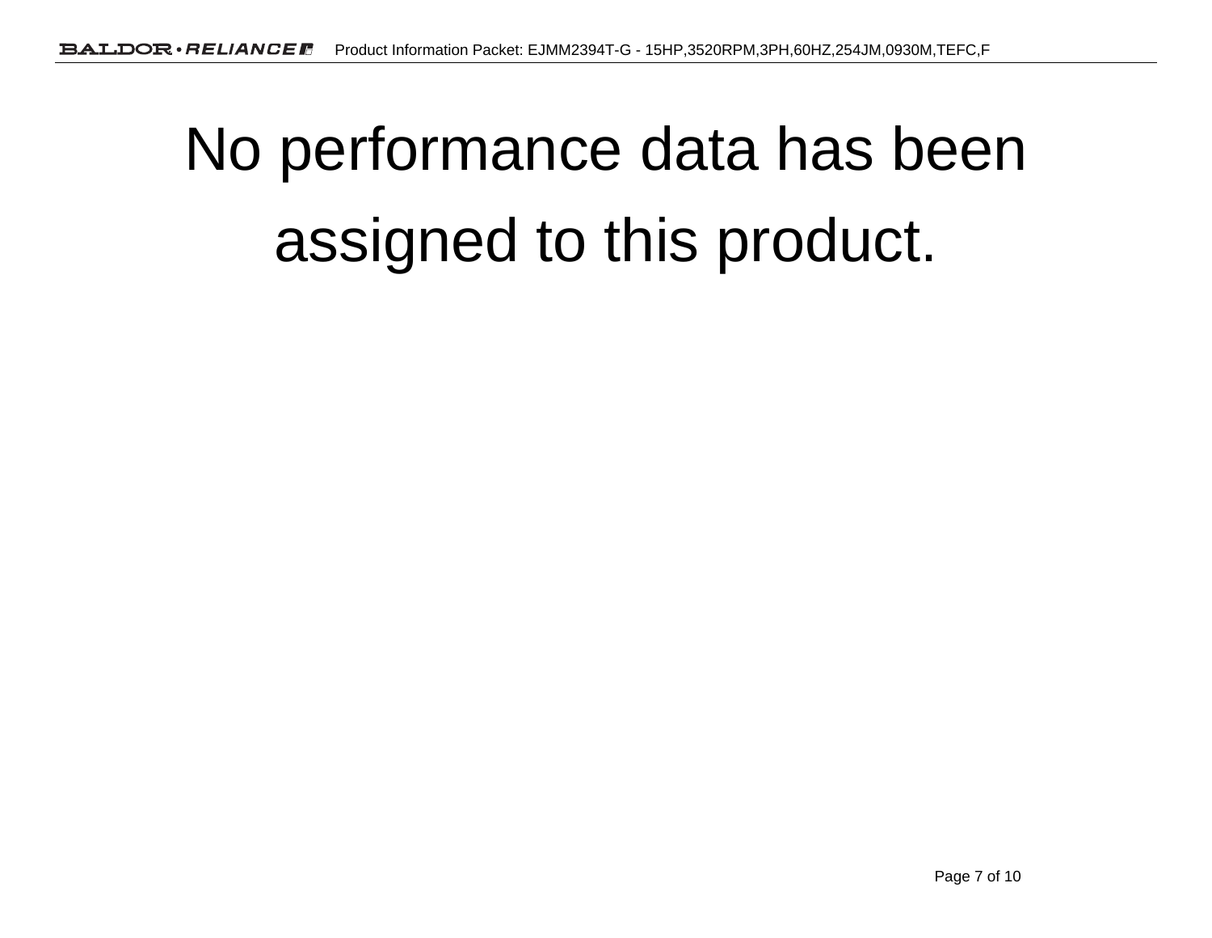# No performance data has been assigned to this product.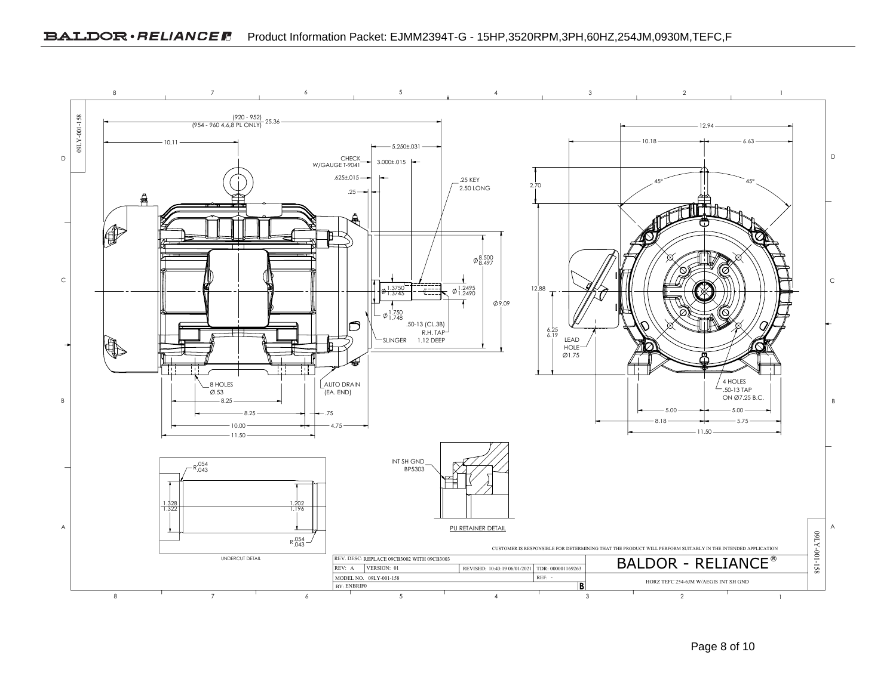# Product Information Packet: EJMM2394T-G - 15HP,3520RPM,3PH,60HZ,254JM,0930M,TEFC,F

(920 - 952) 25.36
(954 - 960 4,6,8 PL ONLY)

10.11

5.250±.031

CHECK W/GAUGE T-9041

3.000±.015

.625±.015

.25

.25 KEY 2.50 LONG

Ø 8.500 / 8.497

Ø 1.3750 / 1.3745

Ø 1.2495 / 1.2490

Ø 9.09

Ø 1.750 / 1.748

.50-13 (CL.3B) R.H. TAP 1.12 DEEP

SLINGER

8 HOLES Ø.53

AUTO DRAIN (EA. END)

8.25

8.25

.75

10.00

4.75

11.50

12.94

10.18

6.63

2.70

45°

45°

12.88

6.25 / 6.19

LEAD HOLE Ø1.75

4 HOLES .50-13 TAP ON Ø7.25 B.C.

5.00

5.00

8.18

5.75

11.50

R .054 / .043

1.328 / 1.322

1.202 / 1.196

R .054 / .043

UNDERCUT DETAIL

INT SH GND BP5303

PU RETAINER DETAIL

CUSTOMER IS RESPONSIBLE FOR DETERMINING THAT THE PRODUCT WILL PERFORM SUITABLY IN THE INTENDED APPLICATION

| REV. DESC: REPLACE 09CB3002 WITH 09CB3003 | | | |
|---|---|---|---|
| REV: A | VERSION: 01 | REVISED: 10:43:19 06/01/2021 | TDR: 000001169263 |
| MODEL NO. 09LY-001-158 | | | REF: - |
| BY: ENBRIF0 | | | B |

BALDOR - RELIANCE®

HORZ TEFC 254-6JM W/AEGIS INT SH GND

09LY-001-158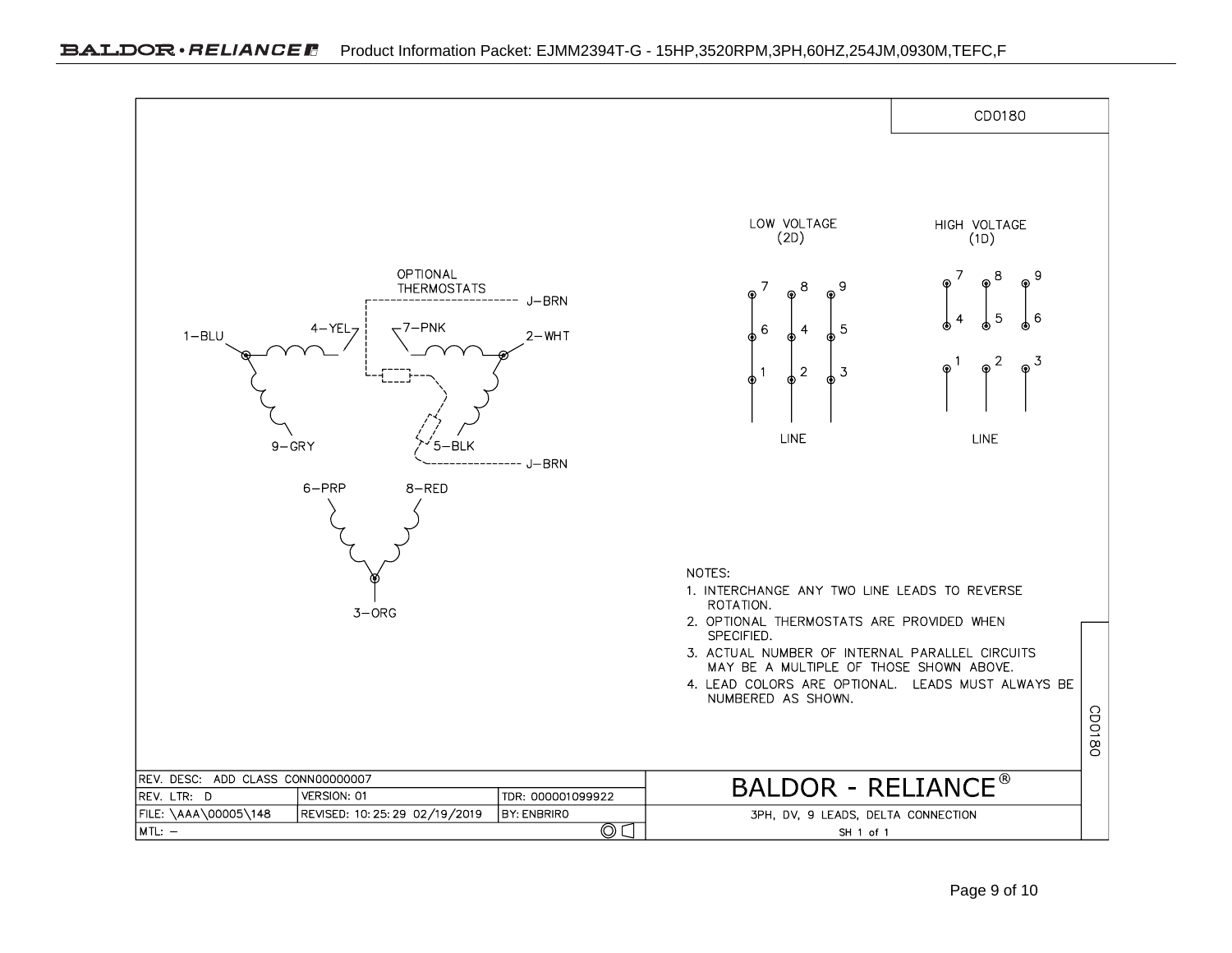CD0180

OPTIONAL THERMOSTATS

J–BRN

1–BLU

4–YEL

7–PNK

2–WHT

9–GRY

5–BLK

J–BRN

6–PRP

8–RED

3–ORG

LOW VOLTAGE (2D)

| 7 | 8 | 9 |
|---|---|---|
| 6 | 4 | 5 |
| 1 | 2 | 3 |

LINE

HIGH VOLTAGE (1D)

| 7 | 8 | 9 |
|---|---|---|
| 4 | 5 | 6 |
| 1 | 2 | 3 |

LINE

NOTES:

1. INTERCHANGE ANY TWO LINE LEADS TO REVERSE ROTATION.
2. OPTIONAL THERMOSTATS ARE PROVIDED WHEN SPECIFIED.
3. ACTUAL NUMBER OF INTERNAL PARALLEL CIRCUITS MAY BE A MULTIPLE OF THOSE SHOWN ABOVE.
4. LEAD COLORS ARE OPTIONAL. LEADS MUST ALWAYS BE NUMBERED AS SHOWN.

| REV. DESC: ADD CLASS CONN00000007 | | | BALDOR - RELIANCE® |
|---|---|---|---|
| REV. LTR: D | VERSION: 01 | TDR: 000001099922 | |
| FILE: \AAA\00005\148 | REVISED: 10:25:29 02/19/2019 | BY: ENBRIRO | 3PH, DV, 9 LEADS, DELTA CONNECTION |
| MTL: – | | | SH 1 of 1 |

CD0180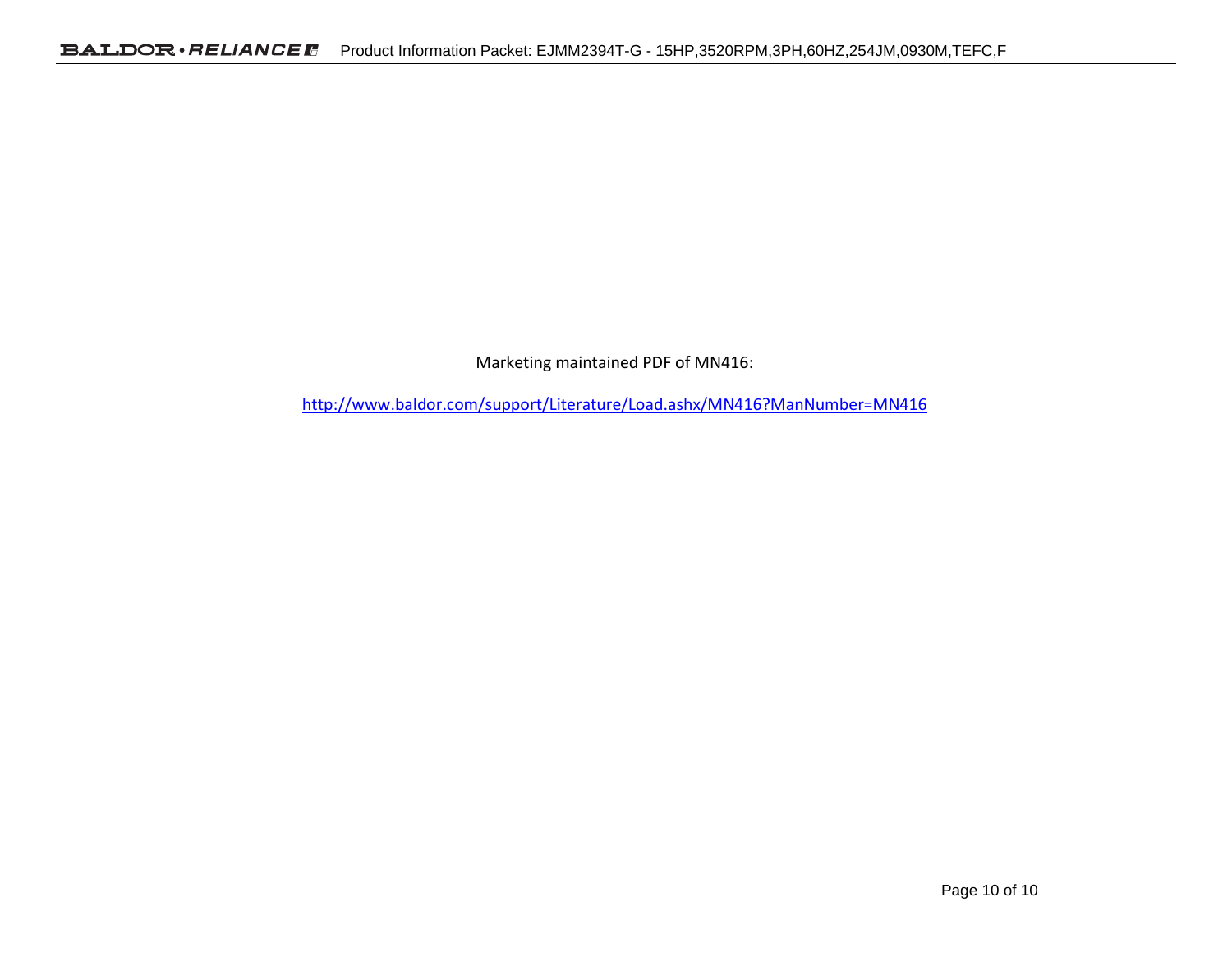Marketing maintained PDF of MN416:

http://www.baldor.com/support/Literature/Load.ashx/MN416?ManNumber=MN416